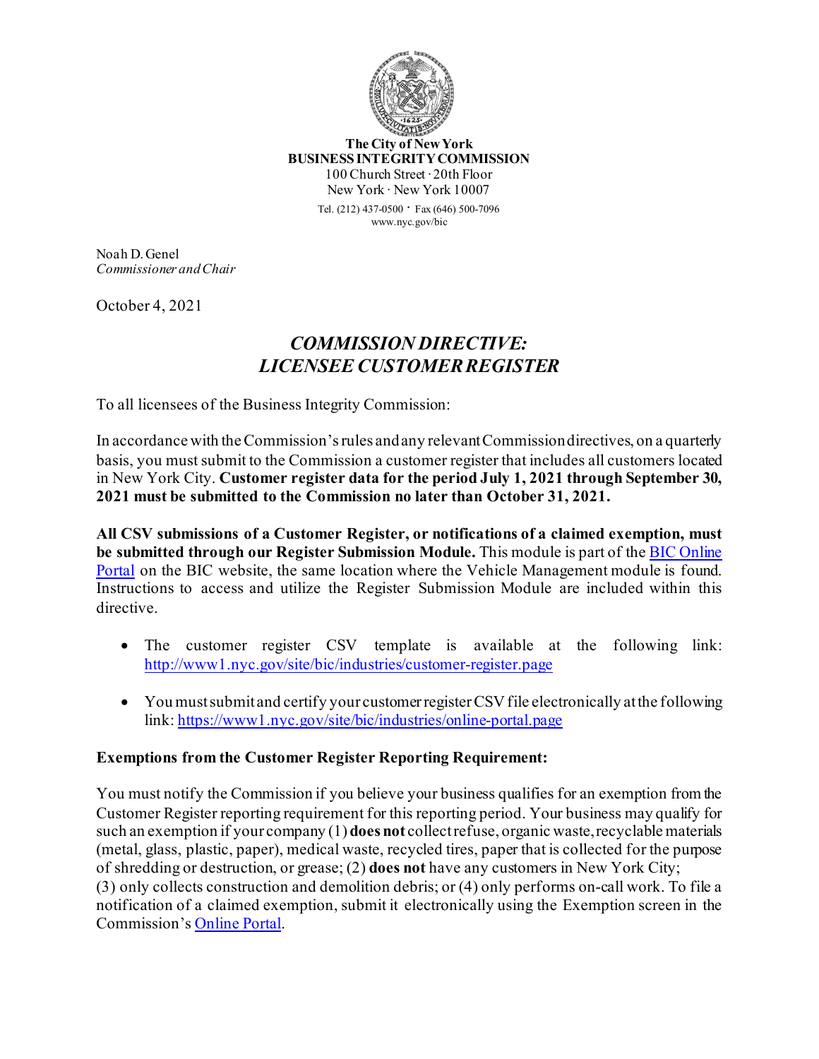**The City of New York**
**BUSINESS INTEGRITY COMMISSION**
100 Church Street · 20th Floor
New York · New York 10007
Tel. (212) 437-0500 · Fax (646) 500-7096
www.nyc.gov/bic

Noah D. Genel
*Commissioner and Chair*

October 4, 2021

# *COMMISSION DIRECTIVE: LICENSEE CUSTOMER REGISTER*

To all licensees of the Business Integrity Commission:

In accordance with the Commission's rules and any relevant Commission directives, on a quarterly basis, you must submit to the Commission a customer register that includes all customers located in New York City. **Customer register data for the period July 1, 2021 through September 30, 2021 must be submitted to the Commission no later than October 31, 2021.**

**All CSV submissions of a Customer Register, or notifications of a claimed exemption, must be submitted through our Register Submission Module.** This module is part of the [BIC Online Portal](https://www1.nyc.gov/site/bic/industries/online-portal.page) on the BIC website, the same location where the Vehicle Management module is found. Instructions to access and utilize the Register Submission Module are included within this directive.

- The customer register CSV template is available at the following link: http://www1.nyc.gov/site/bic/industries/customer-register.page
- You must submit and certify your customer register CSV file electronically at the following link: https://www1.nyc.gov/site/bic/industries/online-portal.page

**Exemptions from the Customer Register Reporting Requirement:**

You must notify the Commission if you believe your business qualifies for an exemption from the Customer Register reporting requirement for this reporting period. Your business may qualify for such an exemption if your company (1) **does not** collect refuse, organic waste, recyclable materials (metal, glass, plastic, paper), medical waste, recycled tires, paper that is collected for the purpose of shredding or destruction, or grease; (2) **does not** have any customers in New York City; (3) only collects construction and demolition debris; or (4) only performs on-call work. To file a notification of a claimed exemption, submit it electronically using the Exemption screen in the Commission's [Online Portal](https://www1.nyc.gov/site/bic/industries/online-portal.page).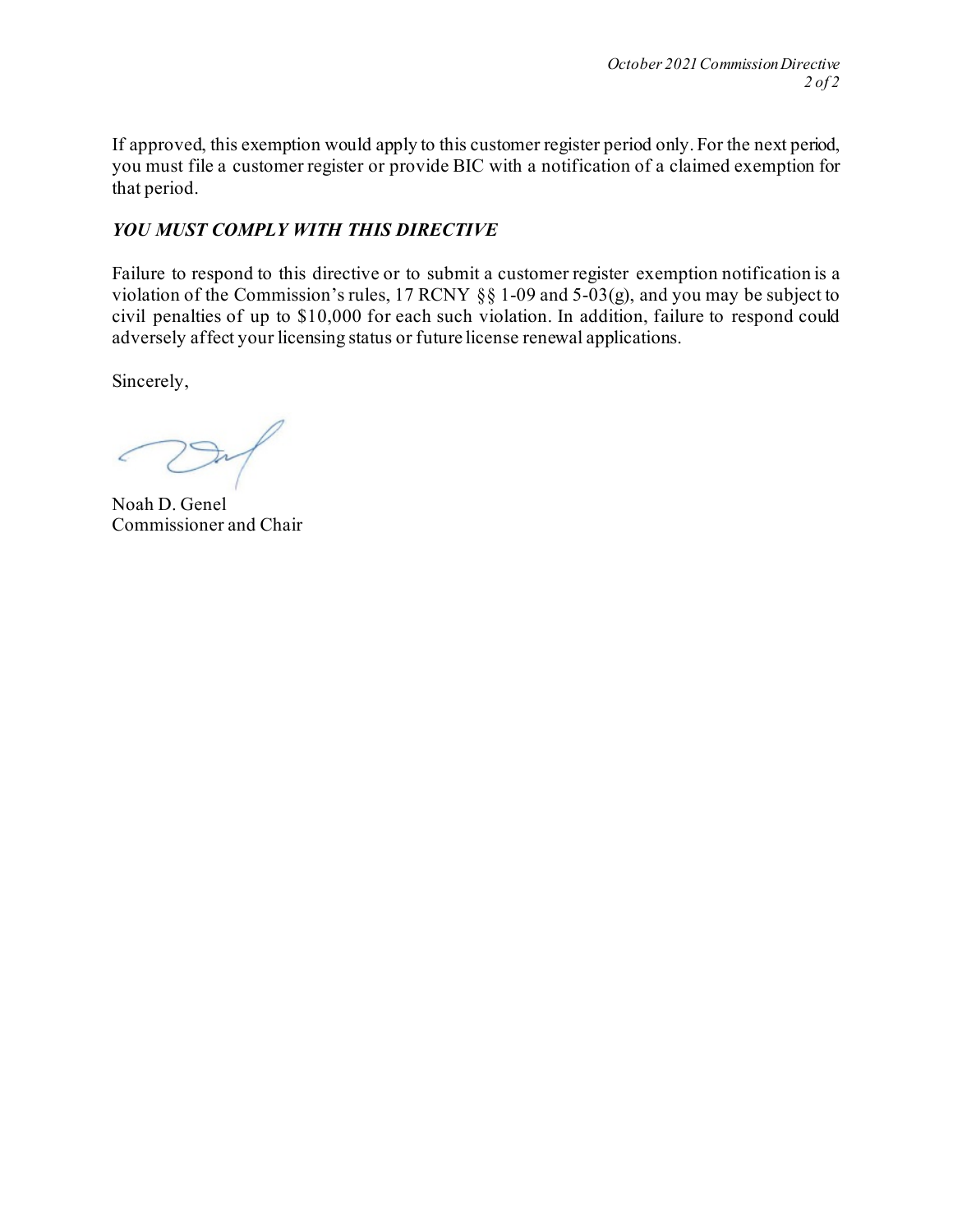If approved, this exemption would apply to this customer register period only. For the next period, you must file a customer register or provide BIC with a notification of a claimed exemption for that period.

***YOU MUST COMPLY WITH THIS DIRECTIVE***

Failure to respond to this directive or to submit a customer register exemption notification is a violation of the Commission's rules, 17 RCNY §§ 1-09 and 5-03(g), and you may be subject to civil penalties of up to $10,000 for each such violation. In addition, failure to respond could adversely affect your licensing status or future license renewal applications.

Sincerely,

Noah D. Genel
Commissioner and Chair